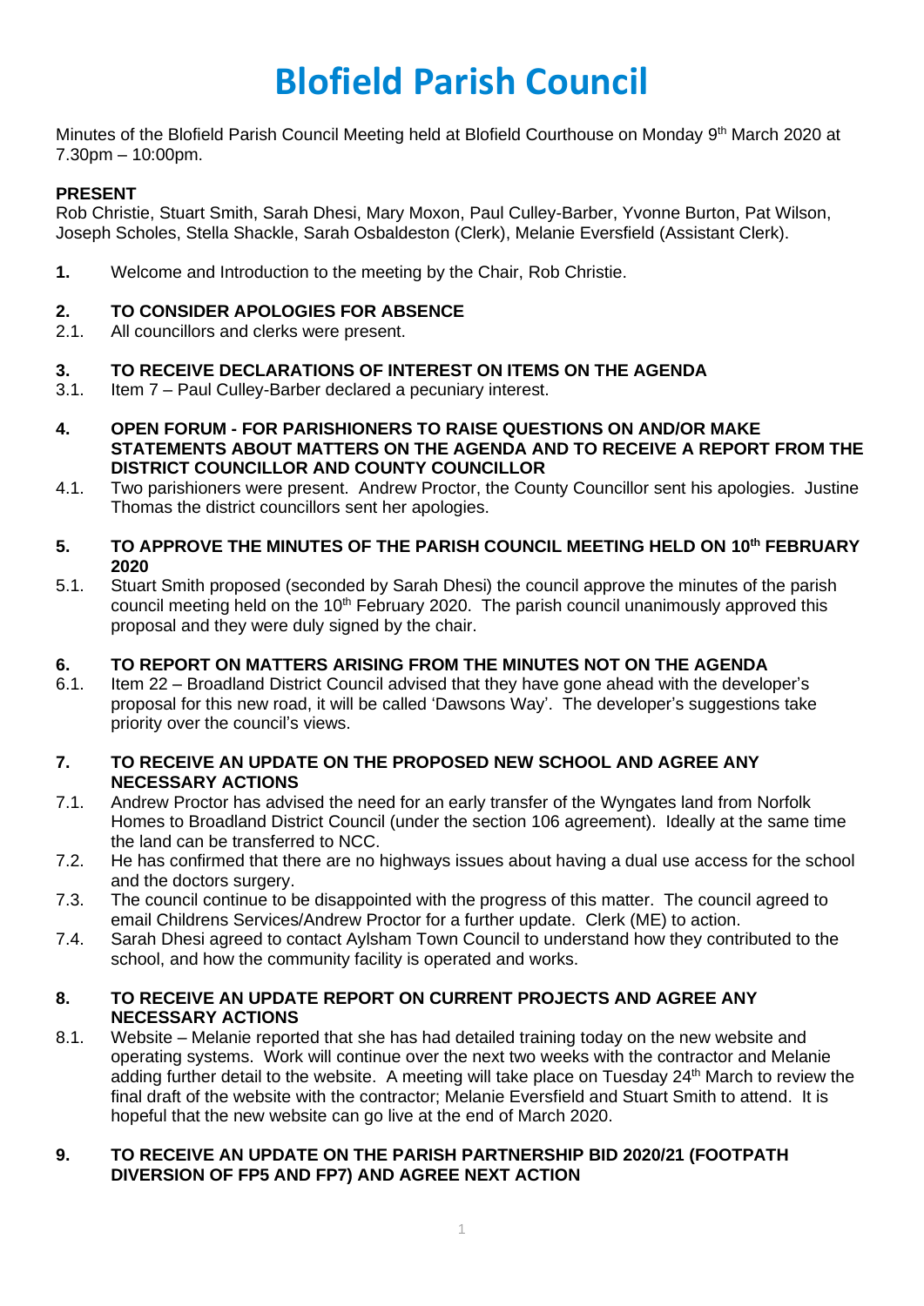# Blofield Parish Council

Minutes of the Blofield Parish Council Meeting held at Blofield Courthouse on Monday 9th March 2020 at 7.30pm – 10:00pm.

**PRESENT**

Rob Christie, Stuart Smith, Sarah Dhesi, Mary Moxon, Paul Culley-Barber, Yvonne Burton, Pat Wilson, Joseph Scholes, Stella Shackle, Sarah Osbaldeston (Clerk), Melanie Eversfield (Assistant Clerk).

**1.** Welcome and Introduction to the meeting by the Chair, Rob Christie.

**2. TO CONSIDER APOLOGIES FOR ABSENCE**

2.1. All councillors and clerks were present.

**3. TO RECEIVE DECLARATIONS OF INTEREST ON ITEMS ON THE AGENDA**

3.1. Item 7 – Paul Culley-Barber declared a pecuniary interest.

**4. OPEN FORUM - FOR PARISHIONERS TO RAISE QUESTIONS ON AND/OR MAKE STATEMENTS ABOUT MATTERS ON THE AGENDA AND TO RECEIVE A REPORT FROM THE DISTRICT COUNCILLOR AND COUNTY COUNCILLOR**

4.1. Two parishioners were present. Andrew Proctor, the County Councillor sent his apologies. Justine Thomas the district councillors sent her apologies.

**5. TO APPROVE THE MINUTES OF THE PARISH COUNCIL MEETING HELD ON 10th FEBRUARY 2020**

5.1. Stuart Smith proposed (seconded by Sarah Dhesi) the council approve the minutes of the parish council meeting held on the 10th February 2020. The parish council unanimously approved this proposal and they were duly signed by the chair.

**6. TO REPORT ON MATTERS ARISING FROM THE MINUTES NOT ON THE AGENDA**

6.1. Item 22 – Broadland District Council advised that they have gone ahead with the developer's proposal for this new road, it will be called 'Dawsons Way'. The developer's suggestions take priority over the council's views.

**7. TO RECEIVE AN UPDATE ON THE PROPOSED NEW SCHOOL AND AGREE ANY NECESSARY ACTIONS**

7.1. Andrew Proctor has advised the need for an early transfer of the Wyngates land from Norfolk Homes to Broadland District Council (under the section 106 agreement). Ideally at the same time the land can be transferred to NCC.

7.2. He has confirmed that there are no highways issues about having a dual use access for the school and the doctors surgery.

7.3. The council continue to be disappointed with the progress of this matter. The council agreed to email Childrens Services/Andrew Proctor for a further update. Clerk (ME) to action.

7.4. Sarah Dhesi agreed to contact Aylsham Town Council to understand how they contributed to the school, and how the community facility is operated and works.

**8. TO RECEIVE AN UPDATE REPORT ON CURRENT PROJECTS AND AGREE ANY NECESSARY ACTIONS**

8.1. Website – Melanie reported that she has had detailed training today on the new website and operating systems. Work will continue over the next two weeks with the contractor and Melanie adding further detail to the website. A meeting will take place on Tuesday 24th March to review the final draft of the website with the contractor; Melanie Eversfield and Stuart Smith to attend. It is hopeful that the new website can go live at the end of March 2020.

**9. TO RECEIVE AN UPDATE ON THE PARISH PARTNERSHIP BID 2020/21 (FOOTPATH DIVERSION OF FP5 AND FP7) AND AGREE NEXT ACTION**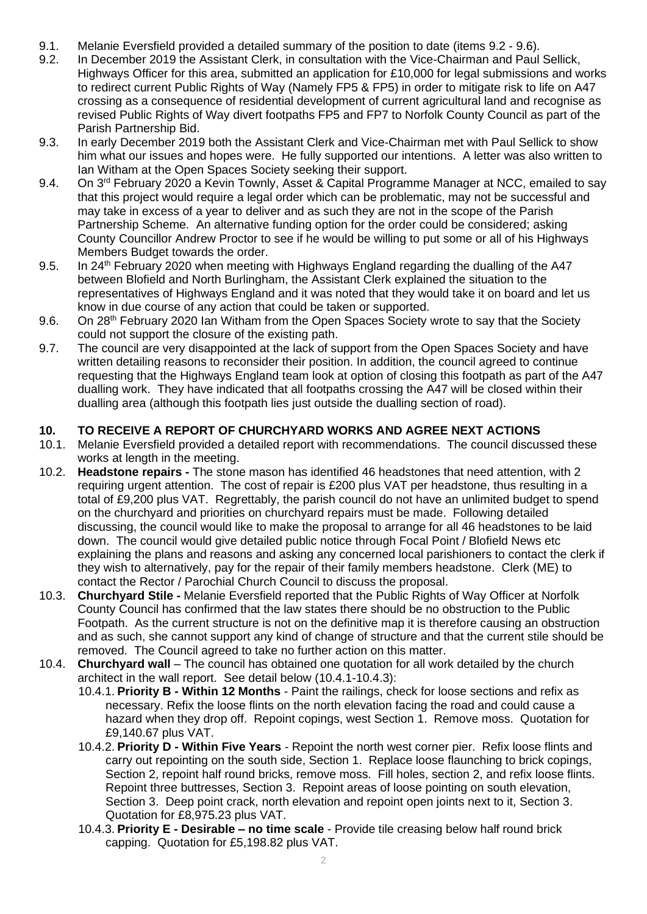9.1. Melanie Eversfield provided a detailed summary of the position to date (items 9.2 - 9.6).

9.2. In December 2019 the Assistant Clerk, in consultation with the Vice-Chairman and Paul Sellick, Highways Officer for this area, submitted an application for £10,000 for legal submissions and works to redirect current Public Rights of Way (Namely FP5 & FP5) in order to mitigate risk to life on A47 crossing as a consequence of residential development of current agricultural land and recognise as revised Public Rights of Way divert footpaths FP5 and FP7 to Norfolk County Council as part of the Parish Partnership Bid.

9.3. In early December 2019 both the Assistant Clerk and Vice-Chairman met with Paul Sellick to show him what our issues and hopes were. He fully supported our intentions. A letter was also written to Ian Witham at the Open Spaces Society seeking their support.

9.4. On 3rd February 2020 a Kevin Townly, Asset & Capital Programme Manager at NCC, emailed to say that this project would require a legal order which can be problematic, may not be successful and may take in excess of a year to deliver and as such they are not in the scope of the Parish Partnership Scheme. An alternative funding option for the order could be considered; asking County Councillor Andrew Proctor to see if he would be willing to put some or all of his Highways Members Budget towards the order.

9.5. In 24th February 2020 when meeting with Highways England regarding the dualling of the A47 between Blofield and North Burlingham, the Assistant Clerk explained the situation to the representatives of Highways England and it was noted that they would take it on board and let us know in due course of any action that could be taken or supported.

9.6. On 28th February 2020 Ian Witham from the Open Spaces Society wrote to say that the Society could not support the closure of the existing path.

9.7. The council are very disappointed at the lack of support from the Open Spaces Society and have written detailing reasons to reconsider their position. In addition, the council agreed to continue requesting that the Highways England team look at option of closing this footpath as part of the A47 dualling work. They have indicated that all footpaths crossing the A47 will be closed within their dualling area (although this footpath lies just outside the dualling section of road).

## 10. TO RECEIVE A REPORT OF CHURCHYARD WORKS AND AGREE NEXT ACTIONS

10.1. Melanie Eversfield provided a detailed report with recommendations. The council discussed these works at length in the meeting.

10.2. **Headstone repairs -** The stone mason has identified 46 headstones that need attention, with 2 requiring urgent attention. The cost of repair is £200 plus VAT per headstone, thus resulting in a total of £9,200 plus VAT. Regrettably, the parish council do not have an unlimited budget to spend on the churchyard and priorities on churchyard repairs must be made. Following detailed discussing, the council would like to make the proposal to arrange for all 46 headstones to be laid down. The council would give detailed public notice through Focal Point / Blofield News etc explaining the plans and reasons and asking any concerned local parishioners to contact the clerk if they wish to alternatively, pay for the repair of their family members headstone. Clerk (ME) to contact the Rector / Parochial Church Council to discuss the proposal.

10.3. **Churchyard Stile -** Melanie Eversfield reported that the Public Rights of Way Officer at Norfolk County Council has confirmed that the law states there should be no obstruction to the Public Footpath. As the current structure is not on the definitive map it is therefore causing an obstruction and as such, she cannot support any kind of change of structure and that the current stile should be removed. The Council agreed to take no further action on this matter.

10.4. **Churchyard wall** – The council has obtained one quotation for all work detailed by the church architect in the wall report. See detail below (10.4.1-10.4.3):

10.4.1. **Priority B - Within 12 Months** - Paint the railings, check for loose sections and refix as necessary. Refix the loose flints on the north elevation facing the road and could cause a hazard when they drop off. Repoint copings, west Section 1. Remove moss. Quotation for £9,140.67 plus VAT.

10.4.2. **Priority D - Within Five Years** - Repoint the north west corner pier. Refix loose flints and carry out repointing on the south side, Section 1. Replace loose flaunching to brick copings, Section 2, repoint half round bricks, remove moss. Fill holes, section 2, and refix loose flints. Repoint three buttresses, Section 3. Repoint areas of loose pointing on south elevation, Section 3. Deep point crack, north elevation and repoint open joints next to it, Section 3. Quotation for £8,975.23 plus VAT.

10.4.3. **Priority E - Desirable – no time scale** - Provide tile creasing below half round brick capping. Quotation for £5,198.82 plus VAT.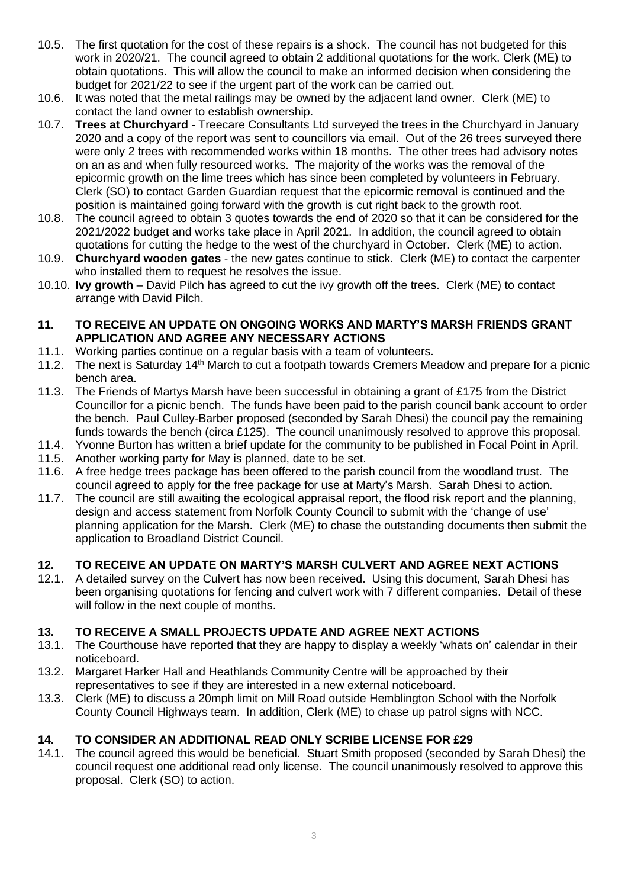10.5. The first quotation for the cost of these repairs is a shock. The council has not budgeted for this work in 2020/21. The council agreed to obtain 2 additional quotations for the work. Clerk (ME) to obtain quotations. This will allow the council to make an informed decision when considering the budget for 2021/22 to see if the urgent part of the work can be carried out.

10.6. It was noted that the metal railings may be owned by the adjacent land owner. Clerk (ME) to contact the land owner to establish ownership.

10.7. **Trees at Churchyard** - Treecare Consultants Ltd surveyed the trees in the Churchyard in January 2020 and a copy of the report was sent to councillors via email. Out of the 26 trees surveyed there were only 2 trees with recommended works within 18 months. The other trees had advisory notes on an as and when fully resourced works. The majority of the works was the removal of the epicormic growth on the lime trees which has since been completed by volunteers in February. Clerk (SO) to contact Garden Guardian request that the epicormic removal is continued and the position is maintained going forward with the growth is cut right back to the growth root.

10.8. The council agreed to obtain 3 quotes towards the end of 2020 so that it can be considered for the 2021/2022 budget and works take place in April 2021. In addition, the council agreed to obtain quotations for cutting the hedge to the west of the churchyard in October. Clerk (ME) to action.

10.9. **Churchyard wooden gates** - the new gates continue to stick. Clerk (ME) to contact the carpenter who installed them to request he resolves the issue.

10.10. **Ivy growth** – David Pilch has agreed to cut the ivy growth off the trees. Clerk (ME) to contact arrange with David Pilch.

## 11. TO RECEIVE AN UPDATE ON ONGOING WORKS AND MARTY'S MARSH FRIENDS GRANT APPLICATION AND AGREE ANY NECESSARY ACTIONS

11.1. Working parties continue on a regular basis with a team of volunteers.

11.2. The next is Saturday 14th March to cut a footpath towards Cremers Meadow and prepare for a picnic bench area.

11.3. The Friends of Martys Marsh have been successful in obtaining a grant of £175 from the District Councillor for a picnic bench. The funds have been paid to the parish council bank account to order the bench. Paul Culley-Barber proposed (seconded by Sarah Dhesi) the council pay the remaining funds towards the bench (circa £125). The council unanimously resolved to approve this proposal.

11.4. Yvonne Burton has written a brief update for the community to be published in Focal Point in April.

11.5. Another working party for May is planned, date to be set.

11.6. A free hedge trees package has been offered to the parish council from the woodland trust. The council agreed to apply for the free package for use at Marty's Marsh. Sarah Dhesi to action.

11.7. The council are still awaiting the ecological appraisal report, the flood risk report and the planning, design and access statement from Norfolk County Council to submit with the 'change of use' planning application for the Marsh. Clerk (ME) to chase the outstanding documents then submit the application to Broadland District Council.

## 12. TO RECEIVE AN UPDATE ON MARTY'S MARSH CULVERT AND AGREE NEXT ACTIONS

12.1. A detailed survey on the Culvert has now been received. Using this document, Sarah Dhesi has been organising quotations for fencing and culvert work with 7 different companies. Detail of these will follow in the next couple of months.

## 13. TO RECEIVE A SMALL PROJECTS UPDATE AND AGREE NEXT ACTIONS

13.1. The Courthouse have reported that they are happy to display a weekly 'whats on' calendar in their noticeboard.

13.2. Margaret Harker Hall and Heathlands Community Centre will be approached by their representatives to see if they are interested in a new external noticeboard.

13.3. Clerk (ME) to discuss a 20mph limit on Mill Road outside Hemblington School with the Norfolk County Council Highways team. In addition, Clerk (ME) to chase up patrol signs with NCC.

## 14. TO CONSIDER AN ADDITIONAL READ ONLY SCRIBE LICENSE FOR £29

14.1. The council agreed this would be beneficial. Stuart Smith proposed (seconded by Sarah Dhesi) the council request one additional read only license. The council unanimously resolved to approve this proposal. Clerk (SO) to action.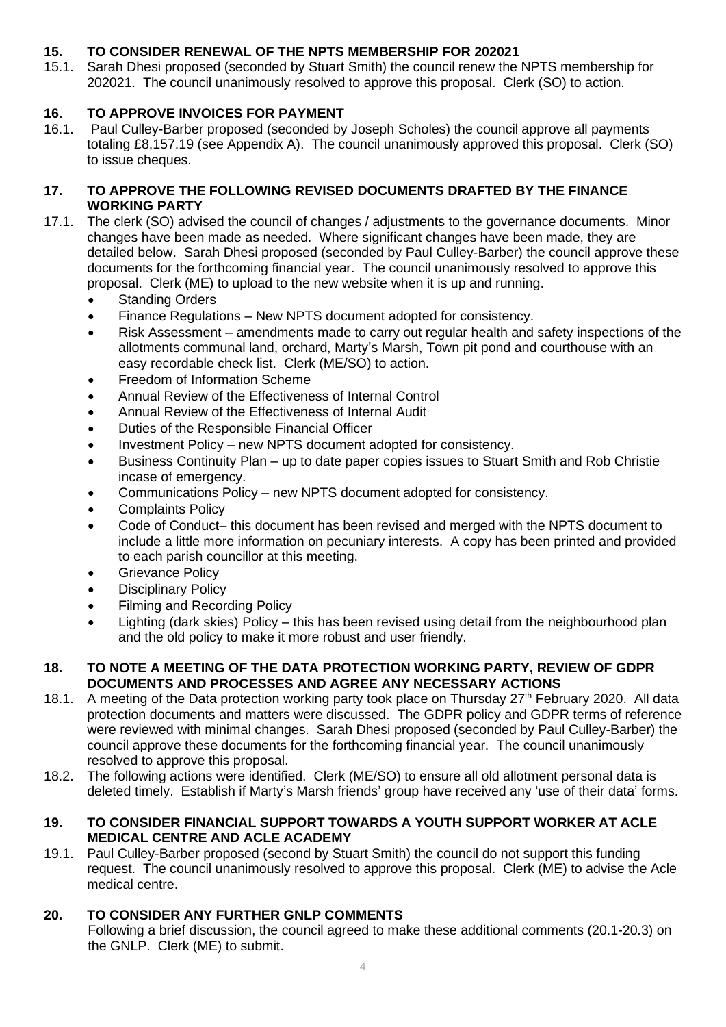## 15. TO CONSIDER RENEWAL OF THE NPTS MEMBERSHIP FOR 202021

15.1. Sarah Dhesi proposed (seconded by Stuart Smith) the council renew the NPTS membership for 202021. The council unanimously resolved to approve this proposal. Clerk (SO) to action.

## 16. TO APPROVE INVOICES FOR PAYMENT

16.1. Paul Culley-Barber proposed (seconded by Joseph Scholes) the council approve all payments totaling £8,157.19 (see Appendix A). The council unanimously approved this proposal. Clerk (SO) to issue cheques.

## 17. TO APPROVE THE FOLLOWING REVISED DOCUMENTS DRAFTED BY THE FINANCE WORKING PARTY

17.1. The clerk (SO) advised the council of changes / adjustments to the governance documents. Minor changes have been made as needed. Where significant changes have been made, they are detailed below. Sarah Dhesi proposed (seconded by Paul Culley-Barber) the council approve these documents for the forthcoming financial year. The council unanimously resolved to approve this proposal. Clerk (ME) to upload to the new website when it is up and running.

- Standing Orders
- Finance Regulations – New NPTS document adopted for consistency.
- Risk Assessment – amendments made to carry out regular health and safety inspections of the allotments communal land, orchard, Marty's Marsh, Town pit pond and courthouse with an easy recordable check list. Clerk (ME/SO) to action.
- Freedom of Information Scheme
- Annual Review of the Effectiveness of Internal Control
- Annual Review of the Effectiveness of Internal Audit
- Duties of the Responsible Financial Officer
- Investment Policy – new NPTS document adopted for consistency.
- Business Continuity Plan – up to date paper copies issues to Stuart Smith and Rob Christie incase of emergency.
- Communications Policy – new NPTS document adopted for consistency.
- Complaints Policy
- Code of Conduct– this document has been revised and merged with the NPTS document to include a little more information on pecuniary interests. A copy has been printed and provided to each parish councillor at this meeting.
- Grievance Policy
- Disciplinary Policy
- Filming and Recording Policy
- Lighting (dark skies) Policy – this has been revised using detail from the neighbourhood plan and the old policy to make it more robust and user friendly.

## 18. TO NOTE A MEETING OF THE DATA PROTECTION WORKING PARTY, REVIEW OF GDPR DOCUMENTS AND PROCESSES AND AGREE ANY NECESSARY ACTIONS

18.1. A meeting of the Data protection working party took place on Thursday 27th February 2020. All data protection documents and matters were discussed. The GDPR policy and GDPR terms of reference were reviewed with minimal changes. Sarah Dhesi proposed (seconded by Paul Culley-Barber) the council approve these documents for the forthcoming financial year. The council unanimously resolved to approve this proposal.

18.2. The following actions were identified. Clerk (ME/SO) to ensure all old allotment personal data is deleted timely. Establish if Marty's Marsh friends' group have received any 'use of their data' forms.

## 19. TO CONSIDER FINANCIAL SUPPORT TOWARDS A YOUTH SUPPORT WORKER AT ACLE MEDICAL CENTRE AND ACLE ACADEMY

19.1. Paul Culley-Barber proposed (second by Stuart Smith) the council do not support this funding request. The council unanimously resolved to approve this proposal. Clerk (ME) to advise the Acle medical centre.

## 20. TO CONSIDER ANY FURTHER GNLP COMMENTS

Following a brief discussion, the council agreed to make these additional comments (20.1-20.3) on the GNLP. Clerk (ME) to submit.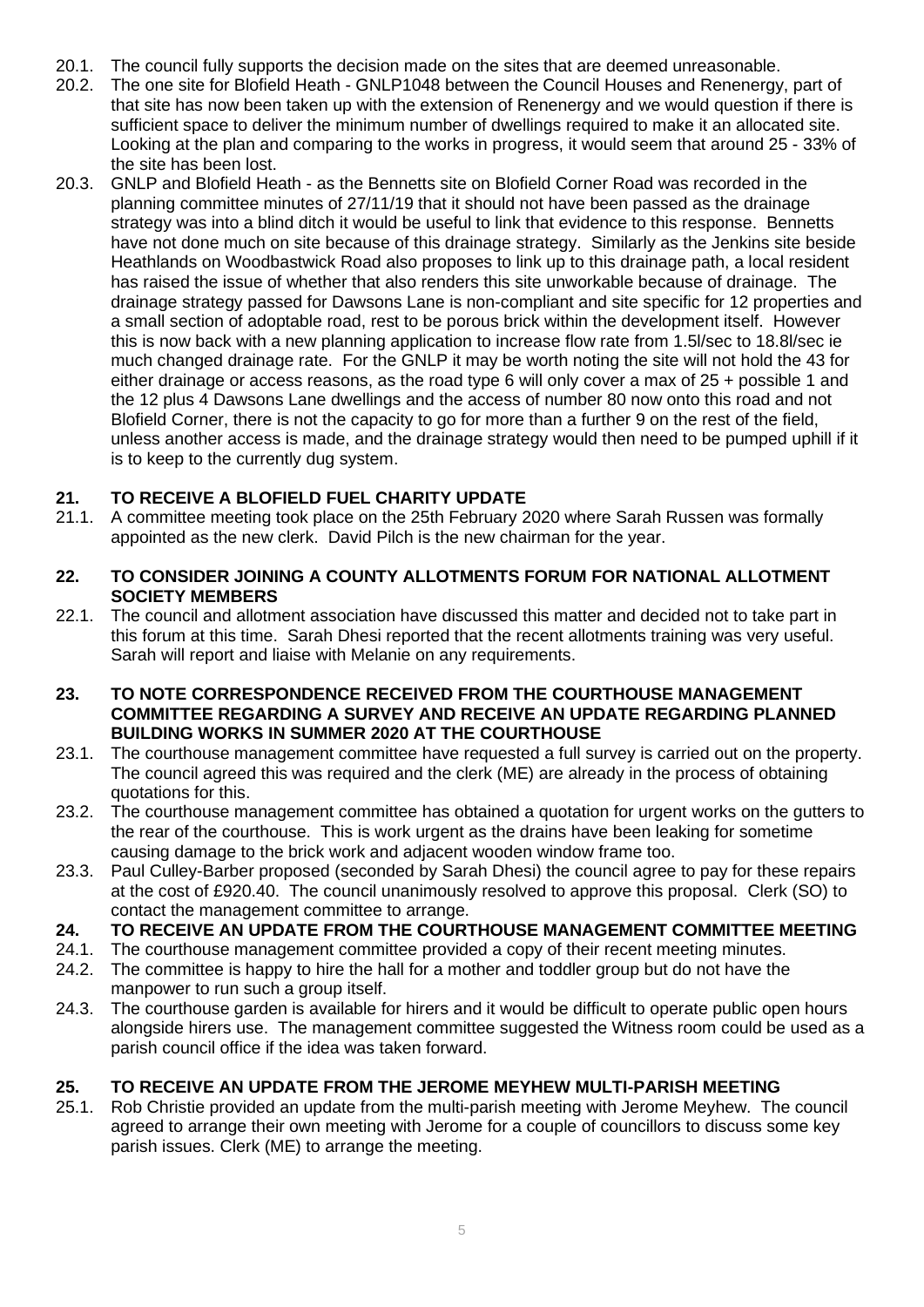20.1. The council fully supports the decision made on the sites that are deemed unreasonable.

20.2. The one site for Blofield Heath - GNLP1048 between the Council Houses and Renenergy, part of that site has now been taken up with the extension of Renenergy and we would question if there is sufficient space to deliver the minimum number of dwellings required to make it an allocated site. Looking at the plan and comparing to the works in progress, it would seem that around 25 - 33% of the site has been lost.

20.3. GNLP and Blofield Heath - as the Bennetts site on Blofield Corner Road was recorded in the planning committee minutes of 27/11/19 that it should not have been passed as the drainage strategy was into a blind ditch it would be useful to link that evidence to this response. Bennetts have not done much on site because of this drainage strategy. Similarly as the Jenkins site beside Heathlands on Woodbastwick Road also proposes to link up to this drainage path, a local resident has raised the issue of whether that also renders this site unworkable because of drainage. The drainage strategy passed for Dawsons Lane is non-compliant and site specific for 12 properties and a small section of adoptable road, rest to be porous brick within the development itself. However this is now back with a new planning application to increase flow rate from 1.5l/sec to 18.8l/sec ie much changed drainage rate. For the GNLP it may be worth noting the site will not hold the 43 for either drainage or access reasons, as the road type 6 will only cover a max of 25 + possible 1 and the 12 plus 4 Dawsons Lane dwellings and the access of number 80 now onto this road and not Blofield Corner, there is not the capacity to go for more than a further 9 on the rest of the field, unless another access is made, and the drainage strategy would then need to be pumped uphill if it is to keep to the currently dug system.

## 21. TO RECEIVE A BLOFIELD FUEL CHARITY UPDATE

21.1. A committee meeting took place on the 25th February 2020 where Sarah Russen was formally appointed as the new clerk. David Pilch is the new chairman for the year.

## 22. TO CONSIDER JOINING A COUNTY ALLOTMENTS FORUM FOR NATIONAL ALLOTMENT SOCIETY MEMBERS

22.1. The council and allotment association have discussed this matter and decided not to take part in this forum at this time. Sarah Dhesi reported that the recent allotments training was very useful. Sarah will report and liaise with Melanie on any requirements.

## 23. TO NOTE CORRESPONDENCE RECEIVED FROM THE COURTHOUSE MANAGEMENT COMMITTEE REGARDING A SURVEY AND RECEIVE AN UPDATE REGARDING PLANNED BUILDING WORKS IN SUMMER 2020 AT THE COURTHOUSE

23.1. The courthouse management committee have requested a full survey is carried out on the property. The council agreed this was required and the clerk (ME) are already in the process of obtaining quotations for this.

23.2. The courthouse management committee has obtained a quotation for urgent works on the gutters to the rear of the courthouse. This is work urgent as the drains have been leaking for sometime causing damage to the brick work and adjacent wooden window frame too.

23.3. Paul Culley-Barber proposed (seconded by Sarah Dhesi) the council agree to pay for these repairs at the cost of £920.40. The council unanimously resolved to approve this proposal. Clerk (SO) to contact the management committee to arrange.

## 24. TO RECEIVE AN UPDATE FROM THE COURTHOUSE MANAGEMENT COMMITTEE MEETING

24.1. The courthouse management committee provided a copy of their recent meeting minutes.

24.2. The committee is happy to hire the hall for a mother and toddler group but do not have the manpower to run such a group itself.

24.3. The courthouse garden is available for hirers and it would be difficult to operate public open hours alongside hirers use. The management committee suggested the Witness room could be used as a parish council office if the idea was taken forward.

## 25. TO RECEIVE AN UPDATE FROM THE JEROME MEYHEW MULTI-PARISH MEETING

25.1. Rob Christie provided an update from the multi-parish meeting with Jerome Meyhew. The council agreed to arrange their own meeting with Jerome for a couple of councillors to discuss some key parish issues. Clerk (ME) to arrange the meeting.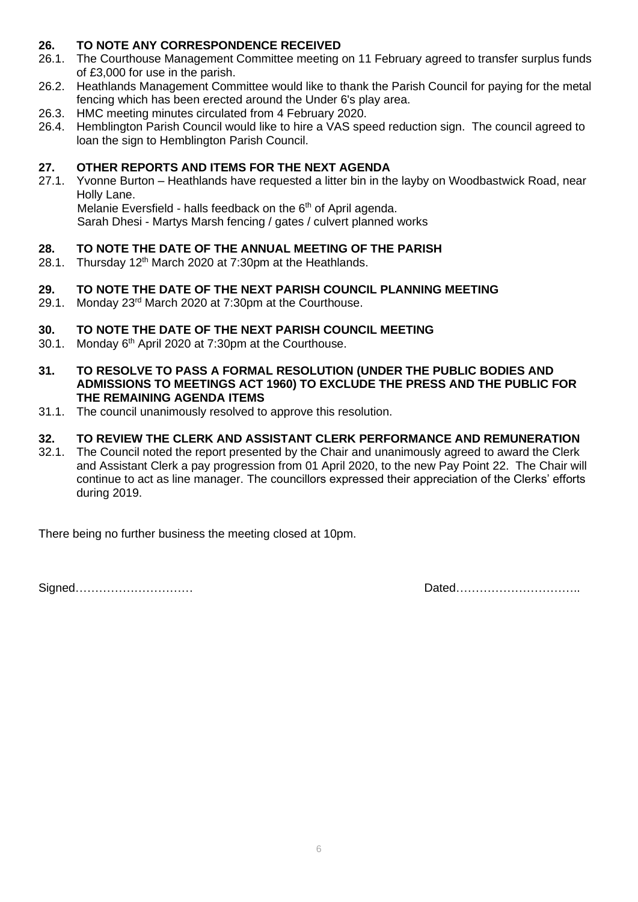## 26. TO NOTE ANY CORRESPONDENCE RECEIVED

26.1. The Courthouse Management Committee meeting on 11 February agreed to transfer surplus funds of £3,000 for use in the parish.

26.2. Heathlands Management Committee would like to thank the Parish Council for paying for the metal fencing which has been erected around the Under 6's play area.

26.3. HMC meeting minutes circulated from 4 February 2020.

26.4. Hemblington Parish Council would like to hire a VAS speed reduction sign. The council agreed to loan the sign to Hemblington Parish Council.

## 27. OTHER REPORTS AND ITEMS FOR THE NEXT AGENDA

27.1. Yvonne Burton – Heathlands have requested a litter bin in the layby on Woodbastwick Road, near Holly Lane.
Melanie Eversfield - halls feedback on the 6th of April agenda.
Sarah Dhesi - Martys Marsh fencing / gates / culvert planned works

## 28. TO NOTE THE DATE OF THE ANNUAL MEETING OF THE PARISH

28.1. Thursday 12th March 2020 at 7:30pm at the Heathlands.

## 29. TO NOTE THE DATE OF THE NEXT PARISH COUNCIL PLANNING MEETING

29.1. Monday 23rd March 2020 at 7:30pm at the Courthouse.

## 30. TO NOTE THE DATE OF THE NEXT PARISH COUNCIL MEETING

30.1. Monday 6th April 2020 at 7:30pm at the Courthouse.

## 31. TO RESOLVE TO PASS A FORMAL RESOLUTION (UNDER THE PUBLIC BODIES AND ADMISSIONS TO MEETINGS ACT 1960) TO EXCLUDE THE PRESS AND THE PUBLIC FOR THE REMAINING AGENDA ITEMS

31.1. The council unanimously resolved to approve this resolution.

## 32. TO REVIEW THE CLERK AND ASSISTANT CLERK PERFORMANCE AND REMUNERATION

32.1. The Council noted the report presented by the Chair and unanimously agreed to award the Clerk and Assistant Clerk a pay progression from 01 April 2020, to the new Pay Point 22. The Chair will continue to act as line manager. The councillors expressed their appreciation of the Clerks' efforts during 2019.

There being no further business the meeting closed at 10pm.

Signed………………………… Dated…………………………..